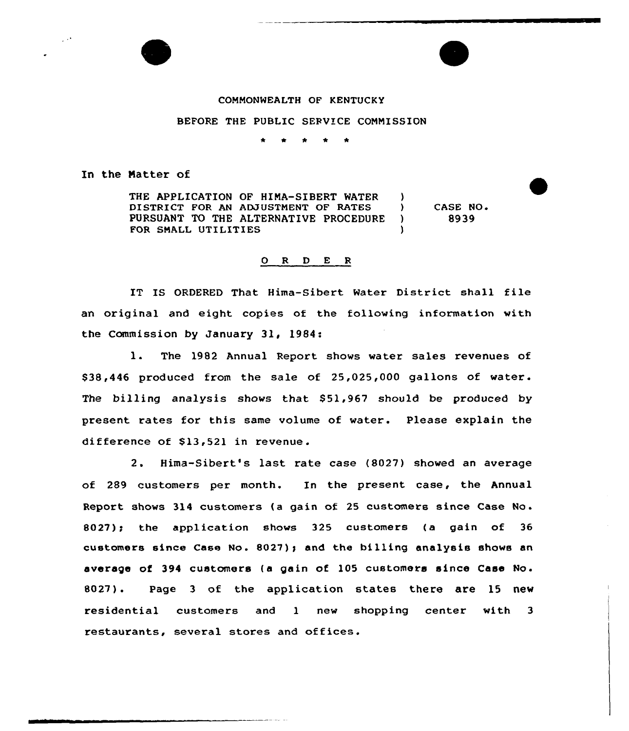COMMONWEALTH OF KENTUCKY

BEFORE THE PUBLIC SERVICE COMMISSION

\* \* \* \* \*

In the Matter of

| | | |
|---|---|---|
| THE APPLICATION OF HIMA-SIBERT WATER DISTRICT FOR AN ADJUSTMENT OF RATES PURSUANT TO THE ALTERNATIVE PROCEDURE FOR SMALL UTILITIES | ) ) ) ) | CASE NO. 8939 |

## O R D E R

IT IS ORDERED That Hima-Sibert Water District shall file an original and eight copies of the following information with the Commission by January 31, 1984:

1. The 1982 Annual Report shows water sales revenues of $38,446 produced from the sale of 25,025,000 gallons of water. The billing analysis shows that $51,967 should be produced by present rates for this same volume of water. Please explain the difference of $13,521 in revenue.

2. Hima-Sibert's last rate case (8027) showed an average of 289 customers per month. In the present case, the Annual Report shows 314 customers (a gain of 25 customers since Case No. 8027); the application shows 325 customers (a gain of 36 customers since Case No. 8027); and the billing analysis shows an average of 394 customers (a gain of 105 customers since Case No. 8027). Page 3 of the application states there are 15 new residential customers and 1 new shopping center with 3 restaurants, several stores and offices.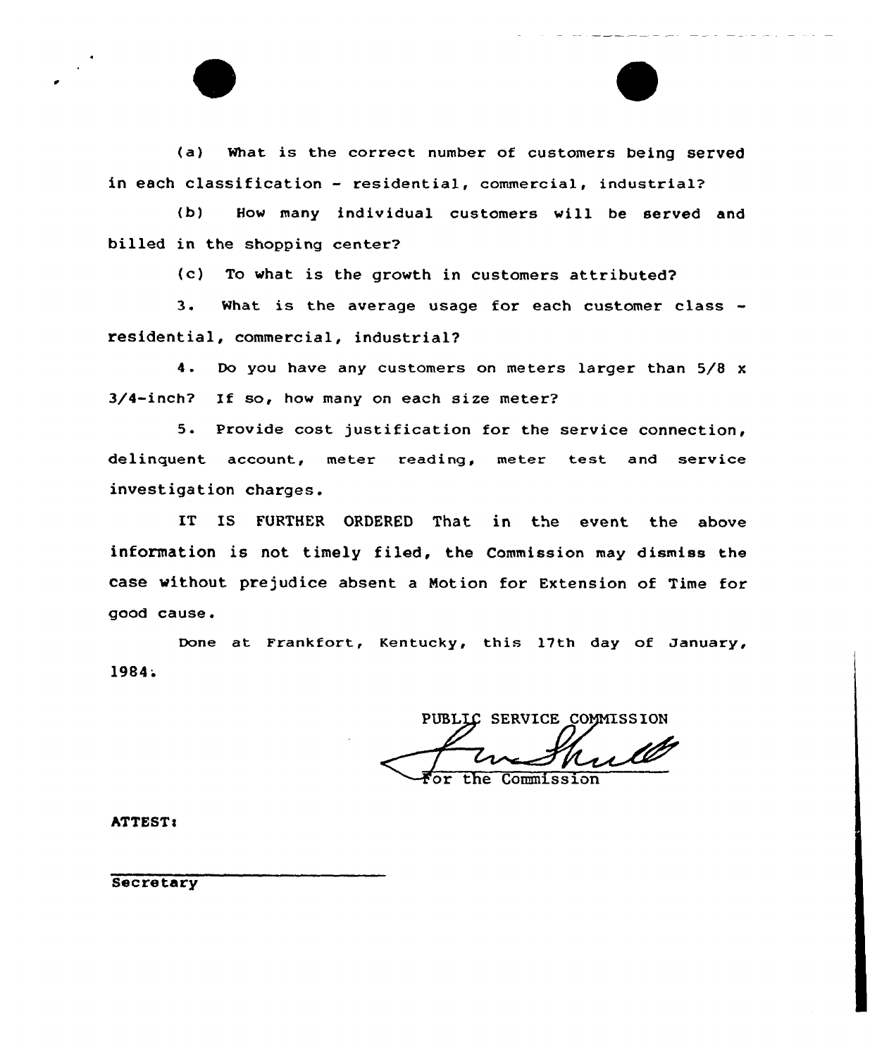(a) What is the correct number of customers being served in each classification - residential, commercial, industrial?

(b) How many individual customers will be served and billed in the shopping center?

(c) To what is the growth in customers attributed?

3. What is the average usage for each customer class - residential, commercial, industrial?

4. Do you have any customers on meters larger than 5/8 x 3/4-inch? If so, how many on each size meter?

5. Provide cost justification for the service connection, delinquent account, meter reading, meter test and service investigation charges.

IT IS FURTHER ORDERED That in the event the above information is not timely filed, the Commission may dismiss the case without prejudice absent a Motion for Extension of Time for good cause.

Done at Frankfort, Kentucky, this 17th day of January, 1984.

PUBLIC SERVICE COMMISSION

For the Commission

ATTEST:

Secretary